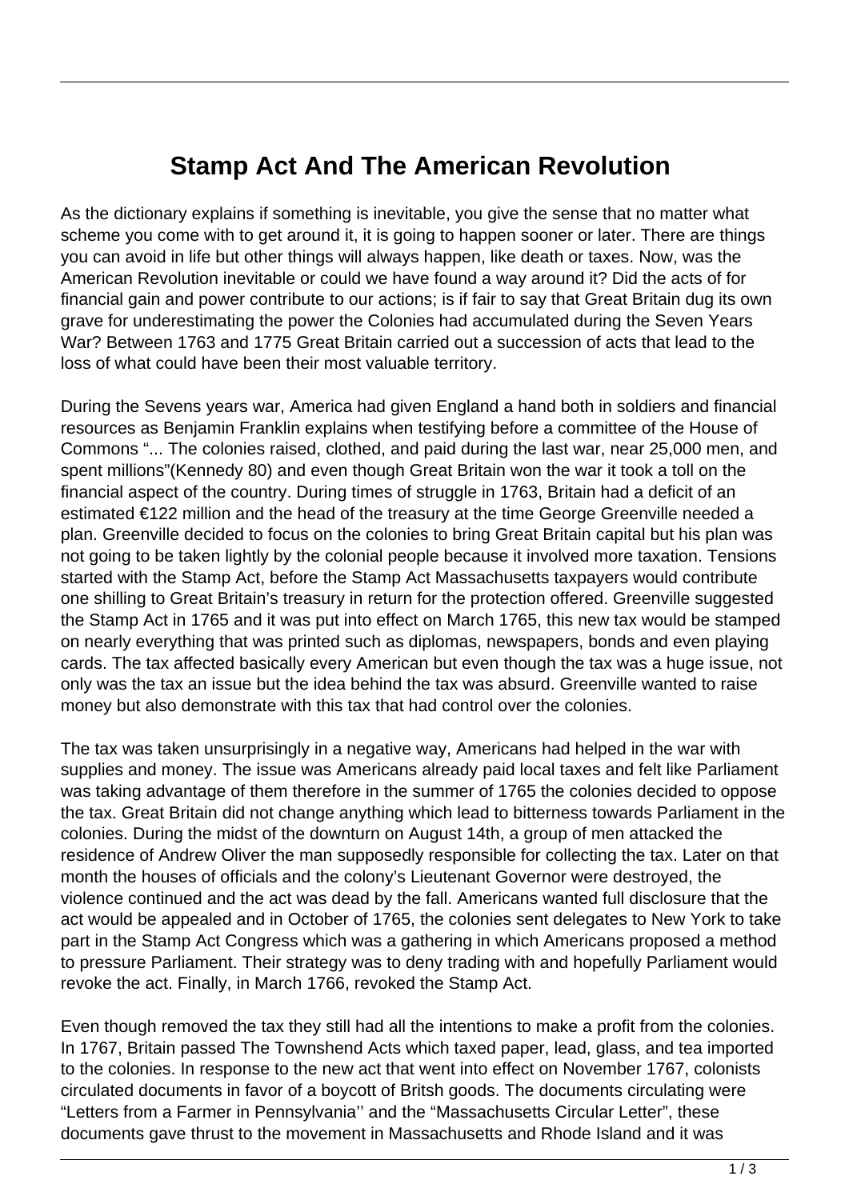# Stamp Act And The American Revolution

As the dictionary explains if something is inevitable, you give the sense that no matter what scheme you come with to get around it, it is going to happen sooner or later. There are things you can avoid in life but other things will always happen, like death or taxes. Now, was the American Revolution inevitable or could we have found a way around it? Did the acts of for financial gain and power contribute to our actions; is if fair to say that Great Britain dug its own grave for underestimating the power the Colonies had accumulated during the Seven Years War? Between 1763 and 1775 Great Britain carried out a succession of acts that lead to the loss of what could have been their most valuable territory.

During the Sevens years war, America had given England a hand both in soldiers and financial resources as Benjamin Franklin explains when testifying before a committee of the House of Commons "... The colonies raised, clothed, and paid during the last war, near 25,000 men, and spent millions"(Kennedy 80) and even though Great Britain won the war it took a toll on the financial aspect of the country. During times of struggle in 1763, Britain had a deficit of an estimated €122 million and the head of the treasury at the time George Greenville needed a plan. Greenville decided to focus on the colonies to bring Great Britain capital but his plan was not going to be taken lightly by the colonial people because it involved more taxation. Tensions started with the Stamp Act, before the Stamp Act Massachusetts taxpayers would contribute one shilling to Great Britain's treasury in return for the protection offered. Greenville suggested the Stamp Act in 1765 and it was put into effect on March 1765, this new tax would be stamped on nearly everything that was printed such as diplomas, newspapers, bonds and even playing cards. The tax affected basically every American but even though the tax was a huge issue, not only was the tax an issue but the idea behind the tax was absurd. Greenville wanted to raise money but also demonstrate with this tax that had control over the colonies.

The tax was taken unsurprisingly in a negative way, Americans had helped in the war with supplies and money. The issue was Americans already paid local taxes and felt like Parliament was taking advantage of them therefore in the summer of 1765 the colonies decided to oppose the tax. Great Britain did not change anything which lead to bitterness towards Parliament in the colonies. During the midst of the downturn on August 14th, a group of men attacked the residence of Andrew Oliver the man supposedly responsible for collecting the tax. Later on that month the houses of officials and the colony's Lieutenant Governor were destroyed, the violence continued and the act was dead by the fall. Americans wanted full disclosure that the act would be appealed and in October of 1765, the colonies sent delegates to New York to take part in the Stamp Act Congress which was a gathering in which Americans proposed a method to pressure Parliament. Their strategy was to deny trading with and hopefully Parliament would revoke the act. Finally, in March 1766, revoked the Stamp Act.

Even though removed the tax they still had all the intentions to make a profit from the colonies. In 1767, Britain passed The Townshend Acts which taxed paper, lead, glass, and tea imported to the colonies. In response to the new act that went into effect on November 1767, colonists circulated documents in favor of a boycott of Britsh goods. The documents circulating were "Letters from a Farmer in Pennsylvania'' and the "Massachusetts Circular Letter", these documents gave thrust to the movement in Massachusetts and Rhode Island and it was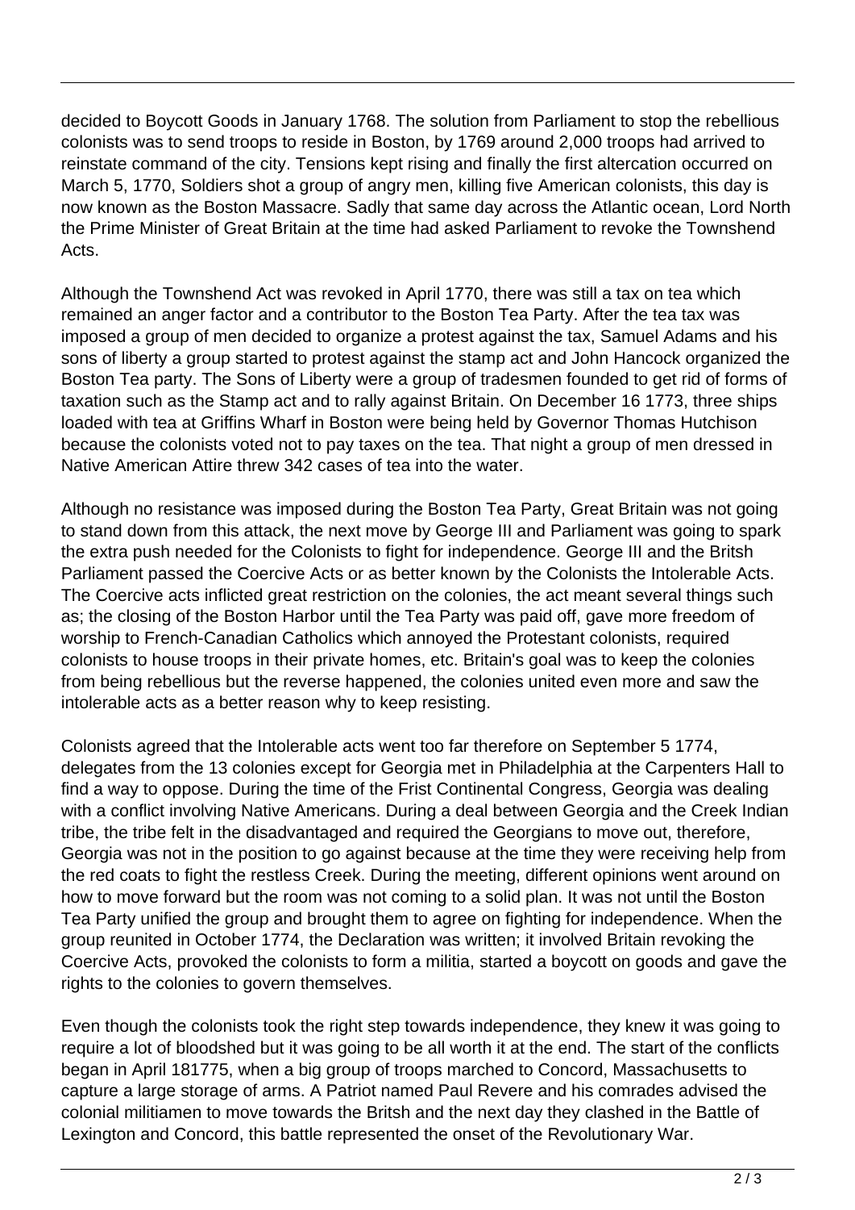decided to Boycott Goods in January 1768. The solution from Parliament to stop the rebellious colonists was to send troops to reside in Boston, by 1769 around 2,000 troops had arrived to reinstate command of the city. Tensions kept rising and finally the first altercation occurred on March 5, 1770, Soldiers shot a group of angry men, killing five American colonists, this day is now known as the Boston Massacre. Sadly that same day across the Atlantic ocean, Lord North the Prime Minister of Great Britain at the time had asked Parliament to revoke the Townshend Acts.

Although the Townshend Act was revoked in April 1770, there was still a tax on tea which remained an anger factor and a contributor to the Boston Tea Party. After the tea tax was imposed a group of men decided to organize a protest against the tax, Samuel Adams and his sons of liberty a group started to protest against the stamp act and John Hancock organized the Boston Tea party. The Sons of Liberty were a group of tradesmen founded to get rid of forms of taxation such as the Stamp act and to rally against Britain. On December 16 1773, three ships loaded with tea at Griffins Wharf in Boston were being held by Governor Thomas Hutchison because the colonists voted not to pay taxes on the tea. That night a group of men dressed in Native American Attire threw 342 cases of tea into the water.

Although no resistance was imposed during the Boston Tea Party, Great Britain was not going to stand down from this attack, the next move by George III and Parliament was going to spark the extra push needed for the Colonists to fight for independence. George III and the Britsh Parliament passed the Coercive Acts or as better known by the Colonists the Intolerable Acts. The Coercive acts inflicted great restriction on the colonies, the act meant several things such as; the closing of the Boston Harbor until the Tea Party was paid off, gave more freedom of worship to French-Canadian Catholics which annoyed the Protestant colonists, required colonists to house troops in their private homes, etc. Britain's goal was to keep the colonies from being rebellious but the reverse happened, the colonies united even more and saw the intolerable acts as a better reason why to keep resisting.

Colonists agreed that the Intolerable acts went too far therefore on September 5 1774, delegates from the 13 colonies except for Georgia met in Philadelphia at the Carpenters Hall to find a way to oppose. During the time of the Frist Continental Congress, Georgia was dealing with a conflict involving Native Americans. During a deal between Georgia and the Creek Indian tribe, the tribe felt in the disadvantaged and required the Georgians to move out, therefore, Georgia was not in the position to go against because at the time they were receiving help from the red coats to fight the restless Creek. During the meeting, different opinions went around on how to move forward but the room was not coming to a solid plan. It was not until the Boston Tea Party unified the group and brought them to agree on fighting for independence. When the group reunited in October 1774, the Declaration was written; it involved Britain revoking the Coercive Acts, provoked the colonists to form a militia, started a boycott on goods and gave the rights to the colonies to govern themselves.

Even though the colonists took the right step towards independence, they knew it was going to require a lot of bloodshed but it was going to be all worth it at the end. The start of the conflicts began in April 181775, when a big group of troops marched to Concord, Massachusetts to capture a large storage of arms. A Patriot named Paul Revere and his comrades advised the colonial militiamen to move towards the Britsh and the next day they clashed in the Battle of Lexington and Concord, this battle represented the onset of the Revolutionary War.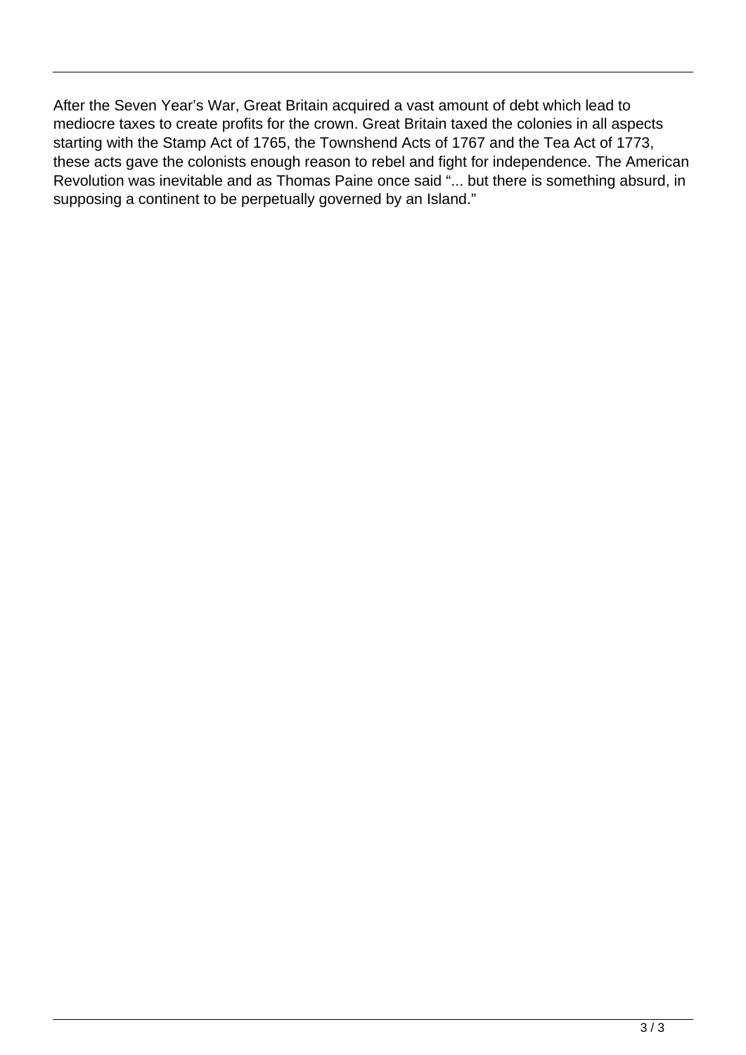After the Seven Year's War, Great Britain acquired a vast amount of debt which lead to mediocre taxes to create profits for the crown. Great Britain taxed the colonies in all aspects starting with the Stamp Act of 1765, the Townshend Acts of 1767 and the Tea Act of 1773, these acts gave the colonists enough reason to rebel and fight for independence. The American Revolution was inevitable and as Thomas Paine once said "... but there is something absurd, in supposing a continent to be perpetually governed by an Island."